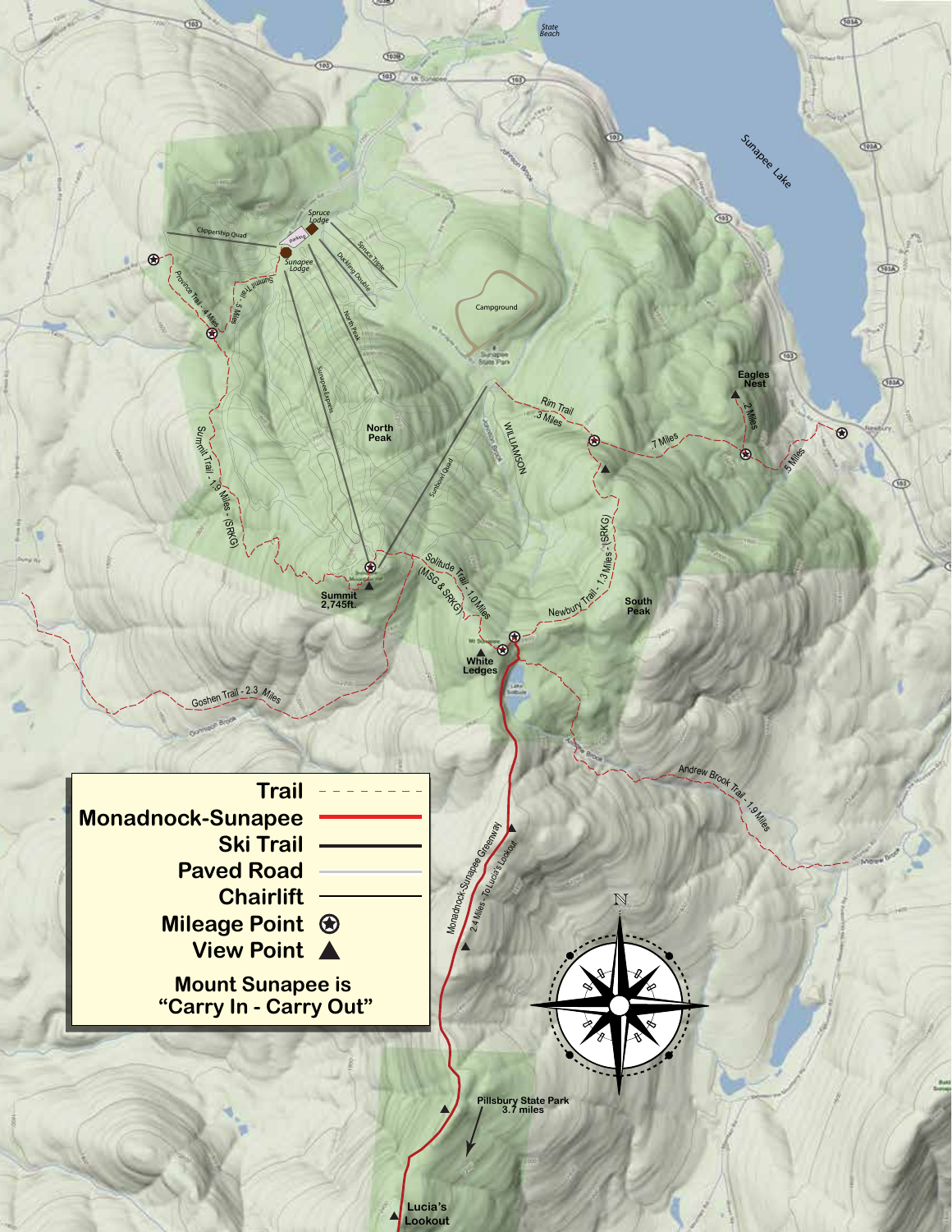Trail

Monadnock-Sunapee

Ski Trail

Paved Road

Chairlift

Mileage Point

View Point

**Mount Sunapee is "Carry In - Carry Out"**

Sunapee Lake

State Beach

Spruce Lodge

Sunapee Lodge

Parking

Clippership Quad

Spruce Triple

Duckling Double

North Peak

Sunapee Express

Sunbowl Quad

Campground

Sunapee State Park

Province Trail - .4 Miles

Summit Trail - .5 Miles

Summit Trail - 1.9 Miles - (SRKG)

North Peak

Summit 2,745ft.

Solitude Trail - 1.0 Miles (MSG & SRKG)

White Ledges

Lake Solitude

Rim Trail .3 Miles

.7 Miles

Eagles Nest

.2 Miles

.5 Miles

Newbury Trail - 1.3 Miles - (SRKG)

South Peak

WILLIAMSON

Goshen Trail - 2.3 Miles

Andrew Brook Trail - 1.9 Miles

Monadnock-Sunapee Greenway

2.4 Miles - To Lucia's Lookout

Pillsbury State Park 3.7 miles

Lucia's Lookout

N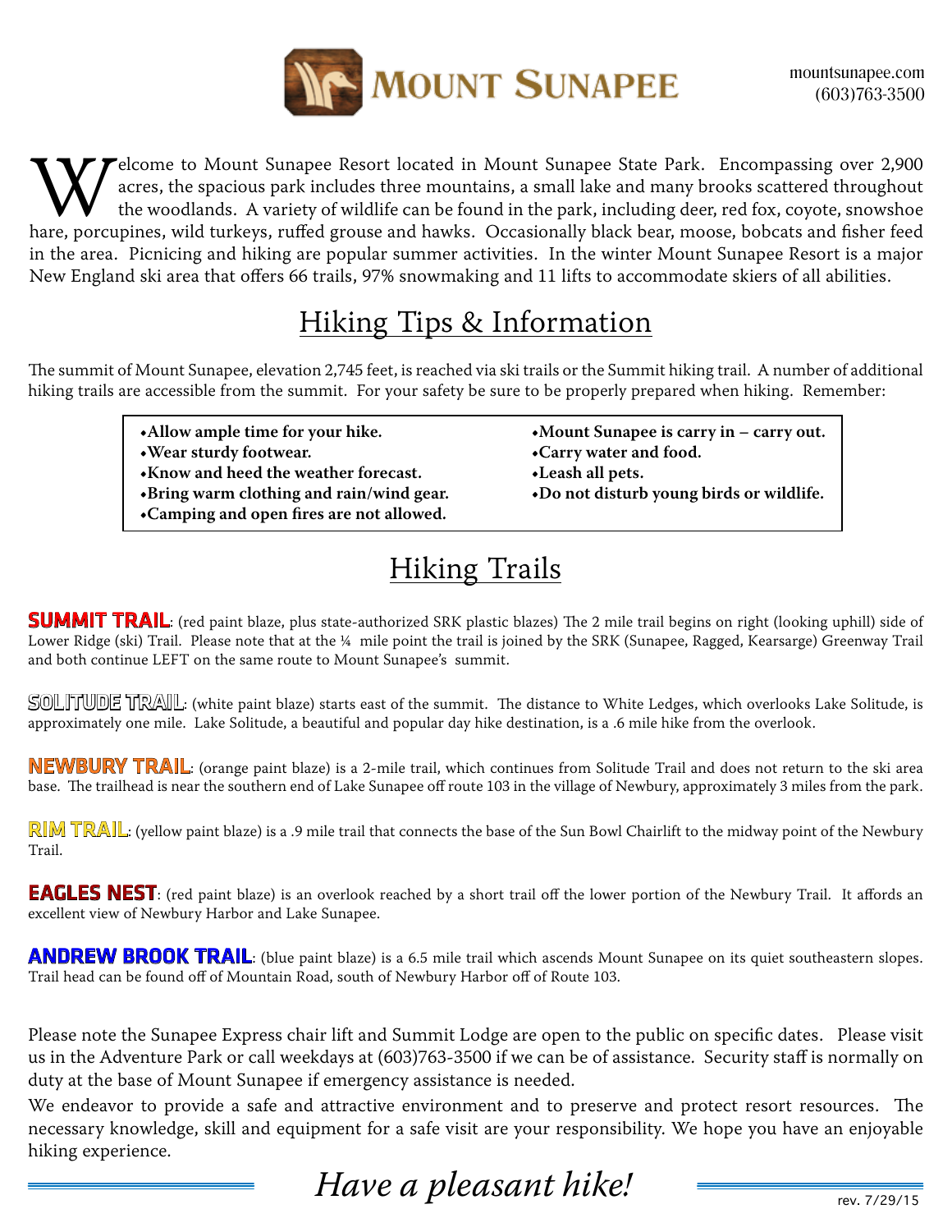**MOUNT SUNAPEE**

mountsunapee.com
(603)763-3500

Welcome to Mount Sunapee Resort located in Mount Sunapee State Park. Encompassing over 2,900 acres, the spacious park includes three mountains, a small lake and many brooks scattered throughout the woodlands. A variety of wildlife can be found in the park, including deer, red fox, coyote, snowshoe hare, porcupines, wild turkeys, ruffed grouse and hawks. Occasionally black bear, moose, bobcats and fisher feed in the area. Picnicing and hiking are popular summer activities. In the winter Mount Sunapee Resort is a major New England ski area that offers 66 trails, 97% snowmaking and 11 lifts to accommodate skiers of all abilities.

## Hiking Tips & Information

The summit of Mount Sunapee, elevation 2,745 feet, is reached via ski trails or the Summit hiking trail. A number of additional hiking trails are accessible from the summit. For your safety be sure to be properly prepared when hiking. Remember:

- **Allow ample time for your hike.**
- **Wear sturdy footwear.**
- **Know and heed the weather forecast.**
- **Bring warm clothing and rain/wind gear.**
- **Camping and open fires are not allowed.**
- **Mount Sunapee is carry in – carry out.**
- **Carry water and food.**
- **Leash all pets.**
- **Do not disturb young birds or wildlife.**

## Hiking Trails

**SUMMIT TRAIL**: (red paint blaze, plus state-authorized SRK plastic blazes) The 2 mile trail begins on right (looking uphill) side of Lower Ridge (ski) Trail. Please note that at the ¼ mile point the trail is joined by the SRK (Sunapee, Ragged, Kearsarge) Greenway Trail and both continue LEFT on the same route to Mount Sunapee's summit.

**SOLITUDE TRAIL**: (white paint blaze) starts east of the summit. The distance to White Ledges, which overlooks Lake Solitude, is approximately one mile. Lake Solitude, a beautiful and popular day hike destination, is a .6 mile hike from the overlook.

**NEWBURY TRAIL**: (orange paint blaze) is a 2-mile trail, which continues from Solitude Trail and does not return to the ski area base. The trailhead is near the southern end of Lake Sunapee off route 103 in the village of Newbury, approximately 3 miles from the park.

**RIM TRAIL**: (yellow paint blaze) is a .9 mile trail that connects the base of the Sun Bowl Chairlift to the midway point of the Newbury Trail.

**EAGLES NEST**: (red paint blaze) is an overlook reached by a short trail off the lower portion of the Newbury Trail. It affords an excellent view of Newbury Harbor and Lake Sunapee.

**ANDREW BROOK TRAIL**: (blue paint blaze) is a 6.5 mile trail which ascends Mount Sunapee on its quiet southeastern slopes. Trail head can be found off of Mountain Road, south of Newbury Harbor off of Route 103.

Please note the Sunapee Express chair lift and Summit Lodge are open to the public on specific dates. Please visit us in the Adventure Park or call weekdays at (603)763-3500 if we can be of assistance. Security staff is normally on duty at the base of Mount Sunapee if emergency assistance is needed.

We endeavor to provide a safe and attractive environment and to preserve and protect resort resources. The necessary knowledge, skill and equipment for a safe visit are your responsibility. We hope you have an enjoyable hiking experience.

*Have a pleasant hike!*

rev. 7/29/15